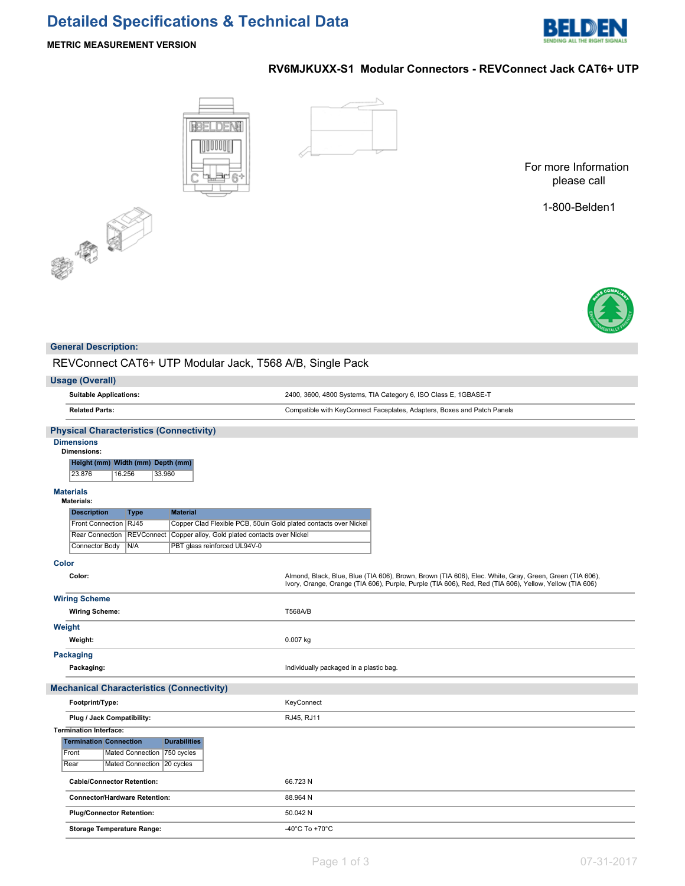# Detailed Specifications & Technical Data

**METRIC MEASUREMENT VERSION**

## RV6MJKUXX-S1 Modular Connectors - REVConnect Jack CAT6+ UTP

For more Information please call

1-800-Belden1

### General Description:

REVConnect CAT6+ UTP Modular Jack, T568 A/B, Single Pack

### Usage (Overall)

| | |
|---|---|
| **Suitable Applications:** | 2400, 3600, 4800 Systems, TIA Category 6, ISO Class E, 1GBASE-T |
| **Related Parts:** | Compatible with KeyConnect Faceplates, Adapters, Boxes and Patch Panels |

### Physical Characteristics (Connectivity)

#### Dimensions

**Dimensions:**

| Height (mm) | Width (mm) | Depth (mm) |
|---|---|---|
| 23.876 | 16.256 | 33.960 |

#### Materials

**Materials:**

| Description | Type | Material |
|---|---|---|
| Front Connection | RJ45 | Copper Clad Flexible PCB, 50uin Gold plated contacts over Nickel |
| Rear Connection | REVConnect | Copper alloy, Gold plated contacts over Nickel |
| Connector Body | N/A | PBT glass reinforced UL94V-0 |

#### Color

| | |
|---|---|
| **Color:** | Almond, Black, Blue, Blue (TIA 606), Brown, Brown (TIA 606), Elec. White, Gray, Green, Green (TIA 606), Ivory, Orange, Orange (TIA 606), Purple, Purple (TIA 606), Red, Red (TIA 606), Yellow, Yellow (TIA 606) |

#### Wiring Scheme

| | |
|---|---|
| **Wiring Scheme:** | T568A/B |

#### Weight

| | |
|---|---|
| **Weight:** | 0.007 kg |

#### Packaging

| | |
|---|---|
| **Packaging:** | Individually packaged in a plastic bag. |

### Mechanical Characteristics (Connectivity)

| | |
|---|---|
| **Footprint/Type:** | KeyConnect |
| **Plug / Jack Compatibility:** | RJ45, RJ11 |

**Termination Interface:**

| Termination | Connection | Durabilities |
|---|---|---|
| Front | Mated Connection | 750 cycles |
| Rear | Mated Connection | 20 cycles |

| | |
|---|---|
| **Cable/Connector Retention:** | 66.723 N |
| **Connector/Hardware Retention:** | 88.964 N |
| **Plug/Connector Retention:** | 50.042 N |
| **Storage Temperature Range:** | -40°C To +70°C |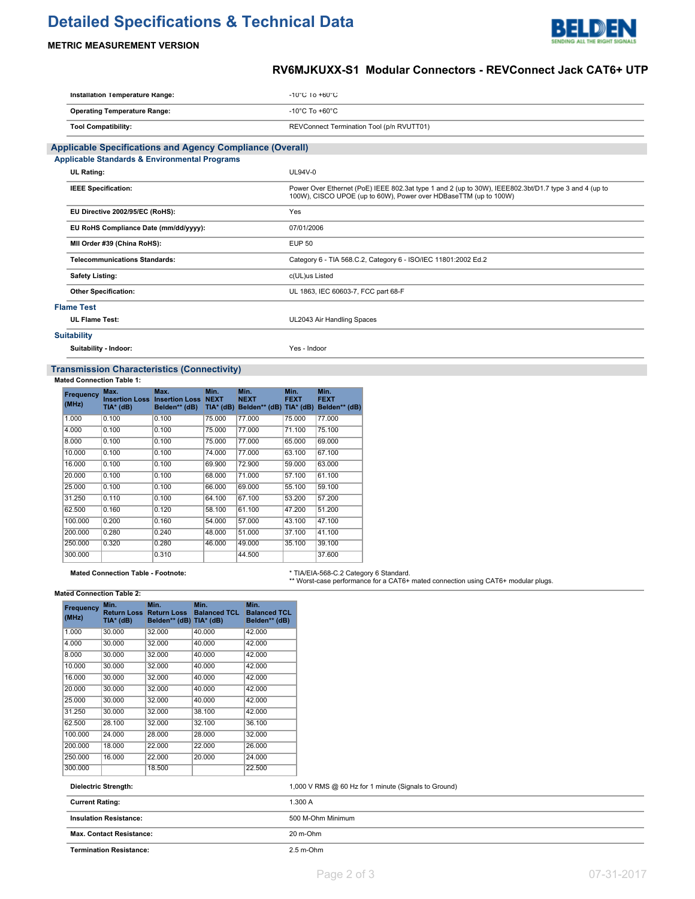# Detailed Specifications & Technical Data

**METRIC MEASUREMENT VERSION**

## RV6MJKUXX-S1 Modular Connectors - REVConnect Jack CAT6+ UTP

| | |
|---|---|
| **Installation Temperature Range:** | -10°C To +60°C |
| **Operating Temperature Range:** | -10°C To +60°C |
| **Tool Compatibility:** | REVConnect Termination Tool (p/n RVUTT01) |

## Applicable Specifications and Agency Compliance (Overall)

### Applicable Standards & Environmental Programs

| | |
|---|---|
| **UL Rating:** | UL94V-0 |
| **IEEE Specification:** | Power Over Ethernet (PoE) IEEE 802.3at type 1 and 2 (up to 30W), IEEE802.3bt/D1.7 type 3 and 4 (up to 100W), CISCO UPOE (up to 60W), Power over HDBaseTTM (up to 100W) |
| **EU Directive 2002/95/EC (RoHS):** | Yes |
| **EU RoHS Compliance Date (mm/dd/yyyy):** | 07/01/2006 |
| **MII Order #39 (China RoHS):** | EUP 50 |
| **Telecommunications Standards:** | Category 6 - TIA 568.C.2, Category 6 - ISO/IEC 11801:2002 Ed.2 |
| **Safety Listing:** | c(UL)us Listed |
| **Other Specification:** | UL 1863, IEC 60603-7, FCC part 68-F |

### Flame Test

| | |
|---|---|
| **UL Flame Test:** | UL2043 Air Handling Spaces |

### Suitability

| | |
|---|---|
| **Suitability - Indoor:** | Yes - Indoor |

## Transmission Characteristics (Connectivity)

**Mated Connection Table 1:**

| Frequency (MHz) | Max. Insertion Loss TIA* (dB) | Max. Insertion Loss Belden** (dB) | Min. NEXT TIA* (dB) | Min. NEXT Belden** (dB) | Min. FEXT TIA* (dB) | Min. FEXT Belden** (dB) |
|---|---|---|---|---|---|---|
| 1.000 | 0.100 | 0.100 | 75.000 | 77.000 | 75.000 | 77.000 |
| 4.000 | 0.100 | 0.100 | 75.000 | 77.000 | 71.100 | 75.100 |
| 8.000 | 0.100 | 0.100 | 75.000 | 77.000 | 65.000 | 69.000 |
| 10.000 | 0.100 | 0.100 | 74.000 | 77.000 | 63.100 | 67.100 |
| 16.000 | 0.100 | 0.100 | 69.900 | 72.900 | 59.000 | 63.000 |
| 20.000 | 0.100 | 0.100 | 68.000 | 71.000 | 57.100 | 61.100 |
| 25.000 | 0.100 | 0.100 | 66.000 | 69.000 | 55.100 | 59.100 |
| 31.250 | 0.110 | 0.100 | 64.100 | 67.100 | 53.200 | 57.200 |
| 62.500 | 0.160 | 0.120 | 58.100 | 61.100 | 47.200 | 51.200 |
| 100.000 | 0.200 | 0.160 | 54.000 | 57.000 | 43.100 | 47.100 |
| 200.000 | 0.280 | 0.240 | 48.000 | 51.000 | 37.100 | 41.100 |
| 250.000 | 0.320 | 0.280 | 46.000 | 49.000 | 35.100 | 39.100 |
| 300.000 | | 0.310 | | 44.500 | | 37.600 |

| | |
|---|---|
| **Mated Connection Table - Footnote:** | * TIA/EIA-568-C.2 Category 6 Standard.<br>** Worst-case performance for a CAT6+ mated connection using CAT6+ modular plugs. |

**Mated Connection Table 2:**

| Frequency (MHz) | Min. Return Loss TIA* (dB) | Min. Return Loss Belden** (dB) | Min. Balanced TCL TIA* (dB) | Min. Balanced TCL Belden** (dB) |
|---|---|---|---|---|
| 1.000 | 30.000 | 32.000 | 40.000 | 42.000 |
| 4.000 | 30.000 | 32.000 | 40.000 | 42.000 |
| 8.000 | 30.000 | 32.000 | 40.000 | 42.000 |
| 10.000 | 30.000 | 32.000 | 40.000 | 42.000 |
| 16.000 | 30.000 | 32.000 | 40.000 | 42.000 |
| 20.000 | 30.000 | 32.000 | 40.000 | 42.000 |
| 25.000 | 30.000 | 32.000 | 40.000 | 42.000 |
| 31.250 | 30.000 | 32.000 | 38.100 | 42.000 |
| 62.500 | 28.100 | 32.000 | 32.100 | 36.100 |
| 100.000 | 24.000 | 28.000 | 28.000 | 32.000 |
| 200.000 | 18.000 | 22.000 | 22.000 | 26.000 |
| 250.000 | 16.000 | 22.000 | 20.000 | 24.000 |
| 300.000 | | 18.500 | | 22.500 |

| | |
|---|---|
| **Dielectric Strength:** | 1,000 V RMS @ 60 Hz for 1 minute (Signals to Ground) |
| **Current Rating:** | 1.300 A |
| **Insulation Resistance:** | 500 M-Ohm Minimum |
| **Max. Contact Resistance:** | 20 m-Ohm |
| **Termination Resistance:** | 2.5 m-Ohm |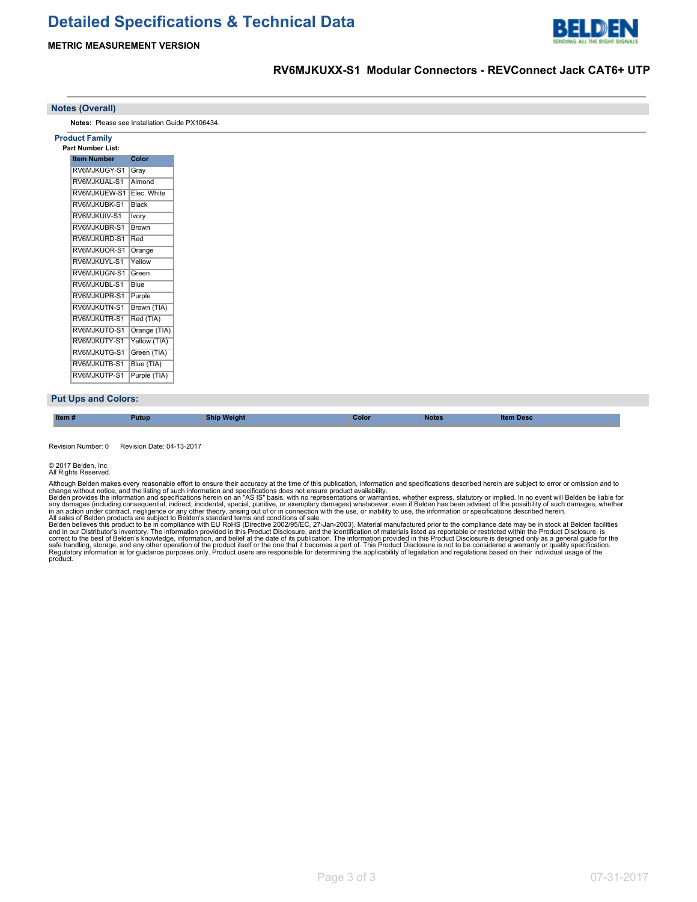# Detailed Specifications & Technical Data

**METRIC MEASUREMENT VERSION**

## RV6MJKUXX-S1 Modular Connectors - REVConnect Jack CAT6+ UTP

### Notes (Overall)

**Notes:** Please see Installation Guide PX106434.

### Product Family

**Part Number List:**

| Item Number | Color |
|---|---|
| RV6MJKUGY-S1 | Gray |
| RV6MJKUAL-S1 | Almond |
| RV6MJKUEW-S1 | Elec. White |
| RV6MJKUBK-S1 | Black |
| RV6MJKUIV-S1 | Ivory |
| RV6MJKUBR-S1 | Brown |
| RV6MJKURD-S1 | Red |
| RV6MJKUOR-S1 | Orange |
| RV6MJKUYL-S1 | Yellow |
| RV6MJKUGN-S1 | Green |
| RV6MJKUBL-S1 | Blue |
| RV6MJKUPR-S1 | Purple |
| RV6MJKUTN-S1 | Brown (TIA) |
| RV6MJKUTR-S1 | Red (TIA) |
| RV6MJKUTO-S1 | Orange (TIA) |
| RV6MJKUTY-S1 | Yellow (TIA) |
| RV6MJKUTG-S1 | Green (TIA) |
| RV6MJKUTB-S1 | Blue (TIA) |
| RV6MJKUTP-S1 | Purple (TIA) |

### Put Ups and Colors:

| Item # | Putup | Ship Weight | Color | Notes | Item Desc |
|---|---|---|---|---|---|

Revision Number: 0 Revision Date: 04-13-2017

© 2017 Belden, Inc
All Rights Reserved.

Although Belden makes every reasonable effort to ensure their accuracy at the time of this publication, information and specifications described herein are subject to error or omission and to change without notice, and the listing of such information and specifications does not ensure product availability.
Belden provides the information and specifications herein on an "AS IS" basis, with no representations or warranties, whether express, statutory or implied. In no event will Belden be liable for any damages (including consequential, indirect, incidental, special, punitive, or exemplary damages) whatsoever, even if Belden has been advised of the possibility of such damages, whether in an action under contract, negligence or any other theory, arising out of or in connection with the use, or inability to use, the information or specifications described herein.
All sales of Belden products are subject to Belden's standard terms and conditions of sale.
Belden believes this product to be in compliance with EU RoHS (Directive 2002/95/EC, 27-Jan-2003). Material manufactured prior to the compliance date may be in stock at Belden facilities and in our Distributor's inventory. The information provided in this Product Disclosure, and the identification of materials listed as reportable or restricted within the Product Disclosure, is correct to the best of Belden's knowledge, information, and belief at the date of its publication. The information provided in this Product Disclosure is designed only as a general guide for the safe handling, storage, and any other operation of the product itself or the one that it becomes a part of. This Product Disclosure is not to be considered a warranty or quality specification. Regulatory information is for guidance purposes only. Product users are responsible for determining the applicability of legislation and regulations based on their individual usage of the product.